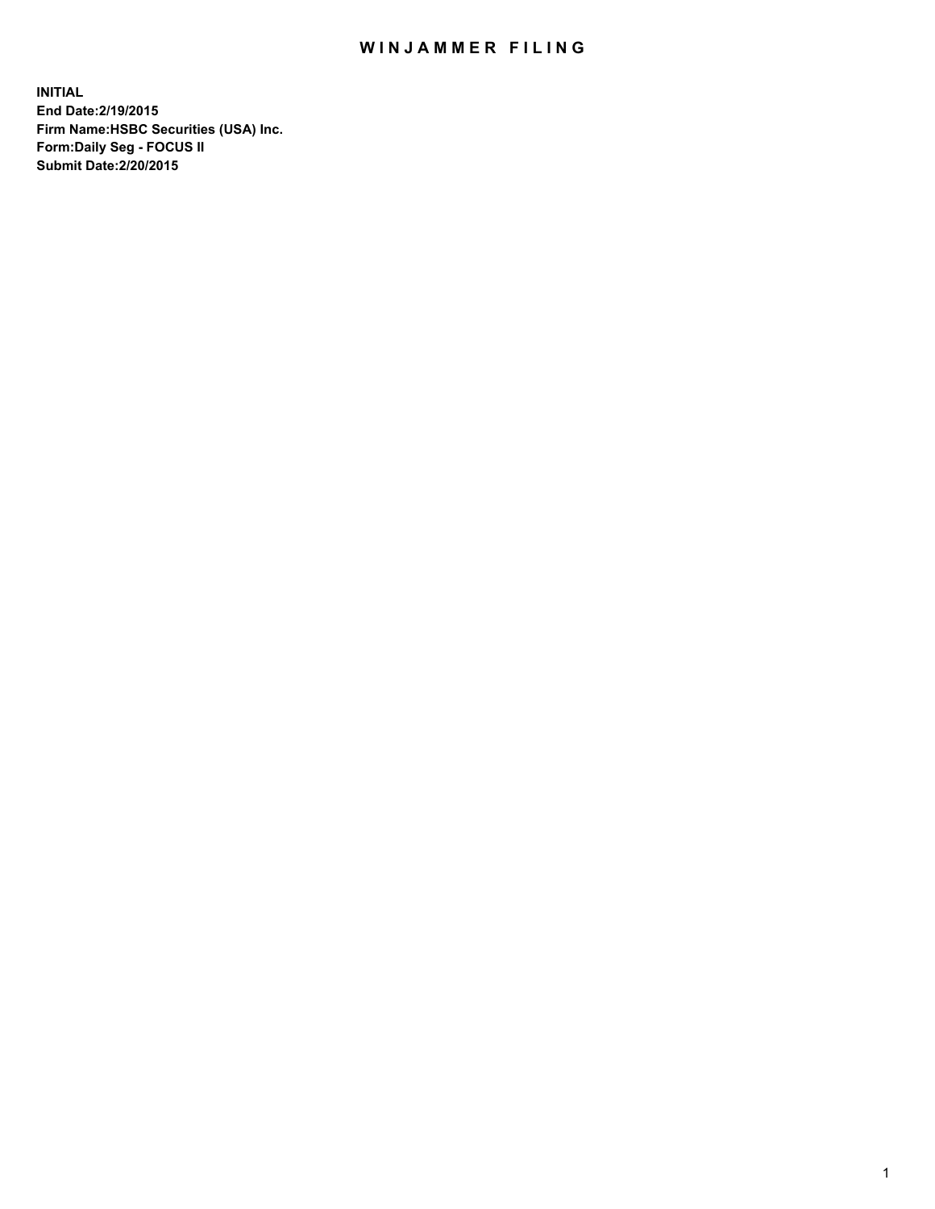# WINJAMMER FILING

**INITIAL**
**End Date:2/19/2015**
**Firm Name:HSBC Securities (USA) Inc.**
**Form:Daily Seg - FOCUS II**
**Submit Date:2/20/2015**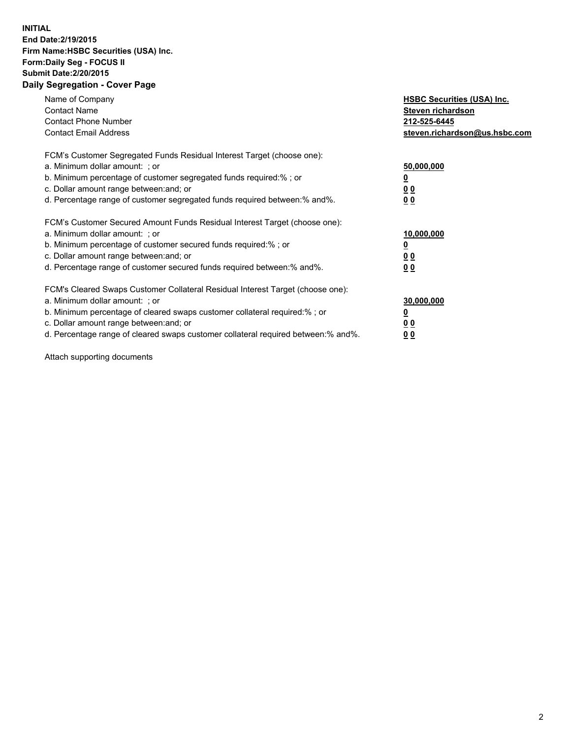**INITIAL**
**End Date:2/19/2015**
**Firm Name:HSBC Securities (USA) Inc.**
**Form:Daily Seg - FOCUS II**
**Submit Date:2/20/2015**

## Daily Segregation - Cover Page

| | |
|---|---|
| Name of Company | **HSBC Securities (USA) Inc.** |
| Contact Name | **Steven richardson** |
| Contact Phone Number | **212-525-6445** |
| Contact Email Address | **steven.richardson@us.hsbc.com** |

FCM's Customer Segregated Funds Residual Interest Target (choose one):

| | |
|---|---|
| a. Minimum dollar amount: ; or | **50,000,000** |
| b. Minimum percentage of customer segregated funds required:% ; or | **0** |
| c. Dollar amount range between:and; or | **0 0** |
| d. Percentage range of customer segregated funds required between:% and%. | **0 0** |

FCM's Customer Secured Amount Funds Residual Interest Target (choose one):

| | |
|---|---|
| a. Minimum dollar amount: ; or | **10,000,000** |
| b. Minimum percentage of customer secured funds required:% ; or | **0** |
| c. Dollar amount range between:and; or | **0 0** |
| d. Percentage range of customer secured funds required between:% and%. | **0 0** |

FCM's Cleared Swaps Customer Collateral Residual Interest Target (choose one):

| | |
|---|---|
| a. Minimum dollar amount: ; or | **30,000,000** |
| b. Minimum percentage of cleared swaps customer collateral required:% ; or | **0** |
| c. Dollar amount range between:and; or | **0 0** |
| d. Percentage range of cleared swaps customer collateral required between:% and%. | **0 0** |

Attach supporting documents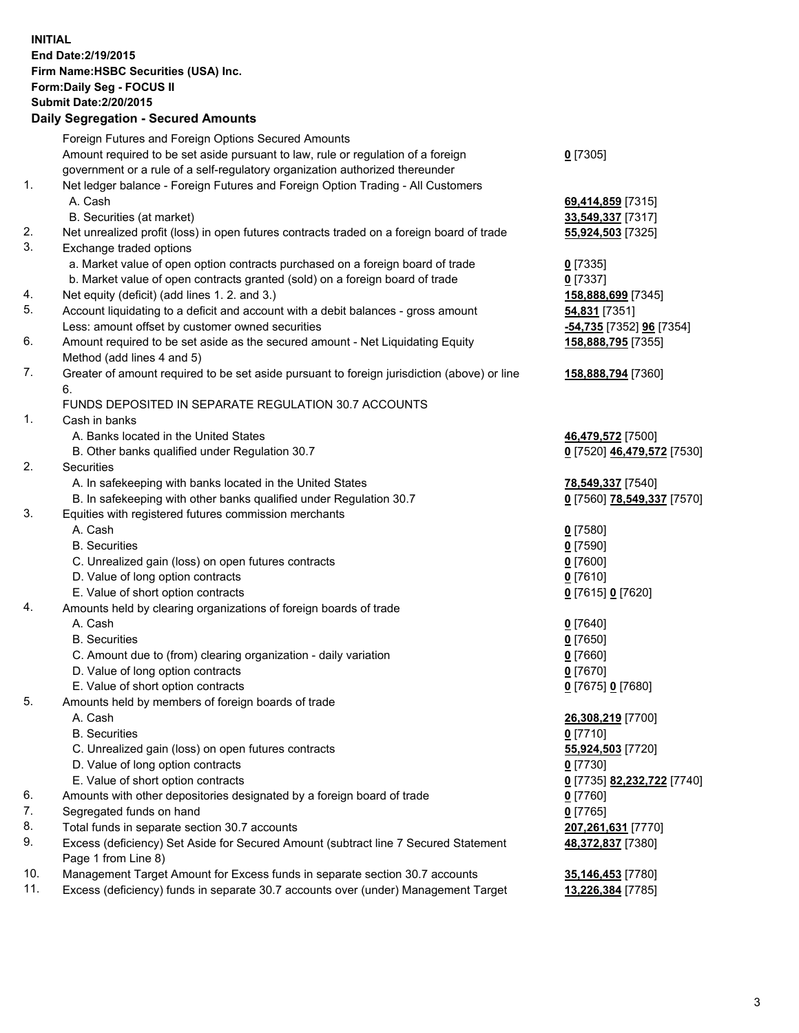**INITIAL**
**End Date:2/19/2015**
**Firm Name:HSBC Securities (USA) Inc.**
**Form:Daily Seg - FOCUS II**
**Submit Date:2/20/2015**

## Daily Segregation - Secured Amounts

| | | |
|---|---|---|
| | Foreign Futures and Foreign Options Secured Amounts | |
| | Amount required to be set aside pursuant to law, rule or regulation of a foreign government or a rule of a self-regulatory organization authorized thereunder | **0** [7305] |
| 1. | Net ledger balance - Foreign Futures and Foreign Option Trading - All Customers | |
| | A. Cash | **69,414,859** [7315] |
| | B. Securities (at market) | **33,549,337** [7317] |
| 2. | Net unrealized profit (loss) in open futures contracts traded on a foreign board of trade | **55,924,503** [7325] |
| 3. | Exchange traded options | |
| | a. Market value of open option contracts purchased on a foreign board of trade | **0** [7335] |
| | b. Market value of open contracts granted (sold) on a foreign board of trade | **0** [7337] |
| 4. | Net equity (deficit) (add lines 1. 2. and 3.) | **158,888,699** [7345] |
| 5. | Account liquidating to a deficit and account with a debit balances - gross amount | **54,831** [7351] |
| | Less: amount offset by customer owned securities | **-54,735** [7352] **96** [7354] |
| 6. | Amount required to be set aside as the secured amount - Net Liquidating Equity Method (add lines 4 and 5) | **158,888,795** [7355] |
| 7. | Greater of amount required to be set aside pursuant to foreign jurisdiction (above) or line 6. | **158,888,794** [7360] |
| | FUNDS DEPOSITED IN SEPARATE REGULATION 30.7 ACCOUNTS | |
| 1. | Cash in banks | |
| | A. Banks located in the United States | **46,479,572** [7500] |
| | B. Other banks qualified under Regulation 30.7 | **0** [7520] **46,479,572** [7530] |
| 2. | Securities | |
| | A. In safekeeping with banks located in the United States | **78,549,337** [7540] |
| | B. In safekeeping with other banks qualified under Regulation 30.7 | **0** [7560] **78,549,337** [7570] |
| 3. | Equities with registered futures commission merchants | |
| | A. Cash | **0** [7580] |
| | B. Securities | **0** [7590] |
| | C. Unrealized gain (loss) on open futures contracts | **0** [7600] |
| | D. Value of long option contracts | **0** [7610] |
| | E. Value of short option contracts | **0** [7615] **0** [7620] |
| 4. | Amounts held by clearing organizations of foreign boards of trade | |
| | A. Cash | **0** [7640] |
| | B. Securities | **0** [7650] |
| | C. Amount due to (from) clearing organization - daily variation | **0** [7660] |
| | D. Value of long option contracts | **0** [7670] |
| | E. Value of short option contracts | **0** [7675] **0** [7680] |
| 5. | Amounts held by members of foreign boards of trade | |
| | A. Cash | **26,308,219** [7700] |
| | B. Securities | **0** [7710] |
| | C. Unrealized gain (loss) on open futures contracts | **55,924,503** [7720] |
| | D. Value of long option contracts | **0** [7730] |
| | E. Value of short option contracts | **0** [7735] **82,232,722** [7740] |
| 6. | Amounts with other depositories designated by a foreign board of trade | **0** [7760] |
| 7. | Segregated funds on hand | **0** [7765] |
| 8. | Total funds in separate section 30.7 accounts | **207,261,631** [7770] |
| 9. | Excess (deficiency) Set Aside for Secured Amount (subtract line 7 Secured Statement Page 1 from Line 8) | **48,372,837** [7380] |
| 10. | Management Target Amount for Excess funds in separate section 30.7 accounts | **35,146,453** [7780] |
| 11. | Excess (deficiency) funds in separate 30.7 accounts over (under) Management Target | **13,226,384** [7785] |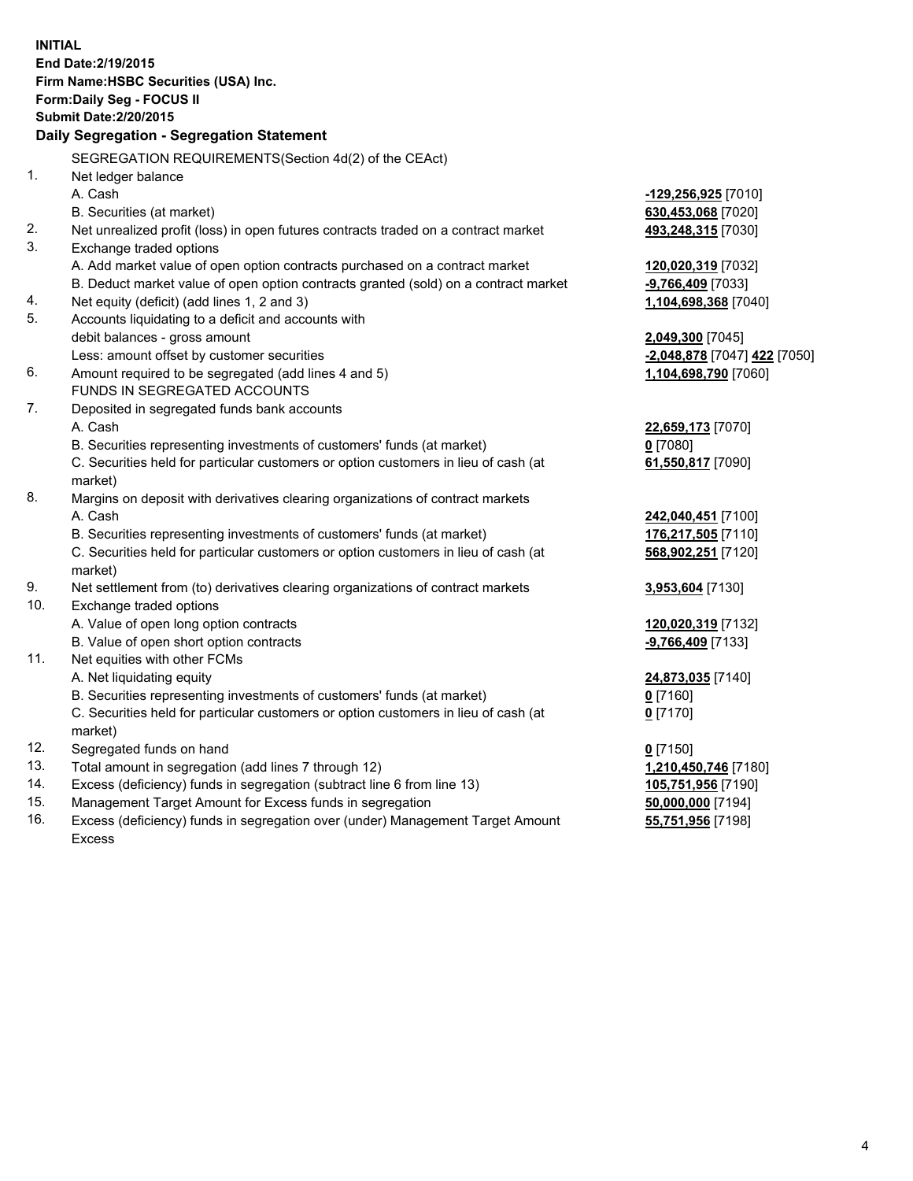**INITIAL**
**End Date:2/19/2015**
**Firm Name:HSBC Securities (USA) Inc.**
**Form:Daily Seg - FOCUS II**
**Submit Date:2/20/2015**

### Daily Segregation - Segregation Statement

| | | |
|---|---|---|
| | SEGREGATION REQUIREMENTS(Section 4d(2) of the CEAct) | |
| 1. | Net ledger balance | |
| | A. Cash | **-129,256,925** [7010] |
| | B. Securities (at market) | **630,453,068** [7020] |
| 2. | Net unrealized profit (loss) in open futures contracts traded on a contract market | **493,248,315** [7030] |
| 3. | Exchange traded options | |
| | A. Add market value of open option contracts purchased on a contract market | **120,020,319** [7032] |
| | B. Deduct market value of open option contracts granted (sold) on a contract market | **-9,766,409** [7033] |
| 4. | Net equity (deficit) (add lines 1, 2 and 3) | **1,104,698,368** [7040] |
| 5. | Accounts liquidating to a deficit and accounts with | |
| | debit balances - gross amount | **2,049,300** [7045] |
| | Less: amount offset by customer securities | **-2,048,878** [7047] **422** [7050] |
| 6. | Amount required to be segregated (add lines 4 and 5) | **1,104,698,790** [7060] |
| | FUNDS IN SEGREGATED ACCOUNTS | |
| 7. | Deposited in segregated funds bank accounts | |
| | A. Cash | **22,659,173** [7070] |
| | B. Securities representing investments of customers' funds (at market) | **0** [7080] |
| | C. Securities held for particular customers or option customers in lieu of cash (at market) | **61,550,817** [7090] |
| 8. | Margins on deposit with derivatives clearing organizations of contract markets | |
| | A. Cash | **242,040,451** [7100] |
| | B. Securities representing investments of customers' funds (at market) | **176,217,505** [7110] |
| | C. Securities held for particular customers or option customers in lieu of cash (at market) | **568,902,251** [7120] |
| 9. | Net settlement from (to) derivatives clearing organizations of contract markets | **3,953,604** [7130] |
| 10. | Exchange traded options | |
| | A. Value of open long option contracts | **120,020,319** [7132] |
| | B. Value of open short option contracts | **-9,766,409** [7133] |
| 11. | Net equities with other FCMs | |
| | A. Net liquidating equity | **24,873,035** [7140] |
| | B. Securities representing investments of customers' funds (at market) | **0** [7160] |
| | C. Securities held for particular customers or option customers in lieu of cash (at market) | **0** [7170] |
| 12. | Segregated funds on hand | **0** [7150] |
| 13. | Total amount in segregation (add lines 7 through 12) | **1,210,450,746** [7180] |
| 14. | Excess (deficiency) funds in segregation (subtract line 6 from line 13) | **105,751,956** [7190] |
| 15. | Management Target Amount for Excess funds in segregation | **50,000,000** [7194] |
| 16. | Excess (deficiency) funds in segregation over (under) Management Target Amount Excess | **55,751,956** [7198] |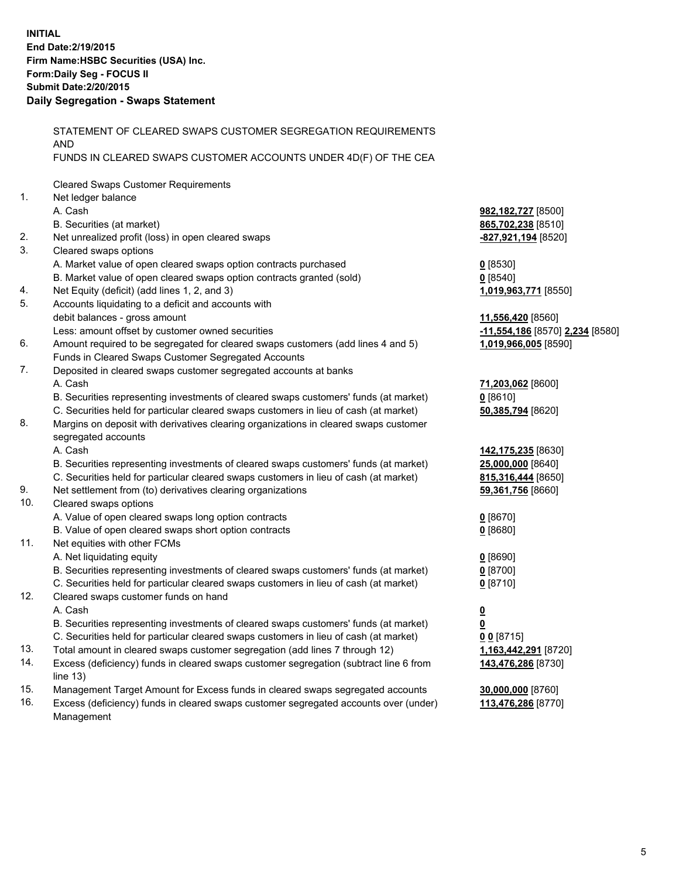**INITIAL**
**End Date:2/19/2015**
**Firm Name:HSBC Securities (USA) Inc.**
**Form:Daily Seg - FOCUS II**
**Submit Date:2/20/2015**
**Daily Segregation - Swaps Statement**

STATEMENT OF CLEARED SWAPS CUSTOMER SEGREGATION REQUIREMENTS AND FUNDS IN CLEARED SWAPS CUSTOMER ACCOUNTS UNDER 4D(F) OF THE CEA

| | | |
|---|---|---|
| | Cleared Swaps Customer Requirements | |
| 1. | Net ledger balance | |
| | A. Cash | **982,182,727** [8500] |
| | B. Securities (at market) | **865,702,238** [8510] |
| 2. | Net unrealized profit (loss) in open cleared swaps | **-827,921,194** [8520] |
| 3. | Cleared swaps options | |
| | A. Market value of open cleared swaps option contracts purchased | **0** [8530] |
| | B. Market value of open cleared swaps option contracts granted (sold) | **0** [8540] |
| 4. | Net Equity (deficit) (add lines 1, 2, and 3) | **1,019,963,771** [8550] |
| 5. | Accounts liquidating to a deficit and accounts with debit balances - gross amount | **11,556,420** [8560] |
| | Less: amount offset by customer owned securities | **-11,554,186** [8570] **2,234** [8580] |
| 6. | Amount required to be segregated for cleared swaps customers (add lines 4 and 5) | **1,019,966,005** [8590] |
| | Funds in Cleared Swaps Customer Segregated Accounts | |
| 7. | Deposited in cleared swaps customer segregated accounts at banks | |
| | A. Cash | **71,203,062** [8600] |
| | B. Securities representing investments of cleared swaps customers' funds (at market) | **0** [8610] |
| | C. Securities held for particular cleared swaps customers in lieu of cash (at market) | **50,385,794** [8620] |
| 8. | Margins on deposit with derivatives clearing organizations in cleared swaps customer segregated accounts | |
| | A. Cash | **142,175,235** [8630] |
| | B. Securities representing investments of cleared swaps customers' funds (at market) | **25,000,000** [8640] |
| | C. Securities held for particular cleared swaps customers in lieu of cash (at market) | **815,316,444** [8650] |
| 9. | Net settlement from (to) derivatives clearing organizations | **59,361,756** [8660] |
| 10. | Cleared swaps options | |
| | A. Value of open cleared swaps long option contracts | **0** [8670] |
| | B. Value of open cleared swaps short option contracts | **0** [8680] |
| 11. | Net equities with other FCMs | |
| | A. Net liquidating equity | **0** [8690] |
| | B. Securities representing investments of cleared swaps customers' funds (at market) | **0** [8700] |
| | C. Securities held for particular cleared swaps customers in lieu of cash (at market) | **0** [8710] |
| 12. | Cleared swaps customer funds on hand | |
| | A. Cash | **0** |
| | B. Securities representing investments of cleared swaps customers' funds (at market) | **0** |
| | C. Securities held for particular cleared swaps customers in lieu of cash (at market) | **0** **0** [8715] |
| 13. | Total amount in cleared swaps customer segregation (add lines 7 through 12) | **1,163,442,291** [8720] |
| 14. | Excess (deficiency) funds in cleared swaps customer segregation (subtract line 6 from line 13) | **143,476,286** [8730] |
| 15. | Management Target Amount for Excess funds in cleared swaps segregated accounts | **30,000,000** [8760] |
| 16. | Excess (deficiency) funds in cleared swaps customer segregated accounts over (under) Management | **113,476,286** [8770] |